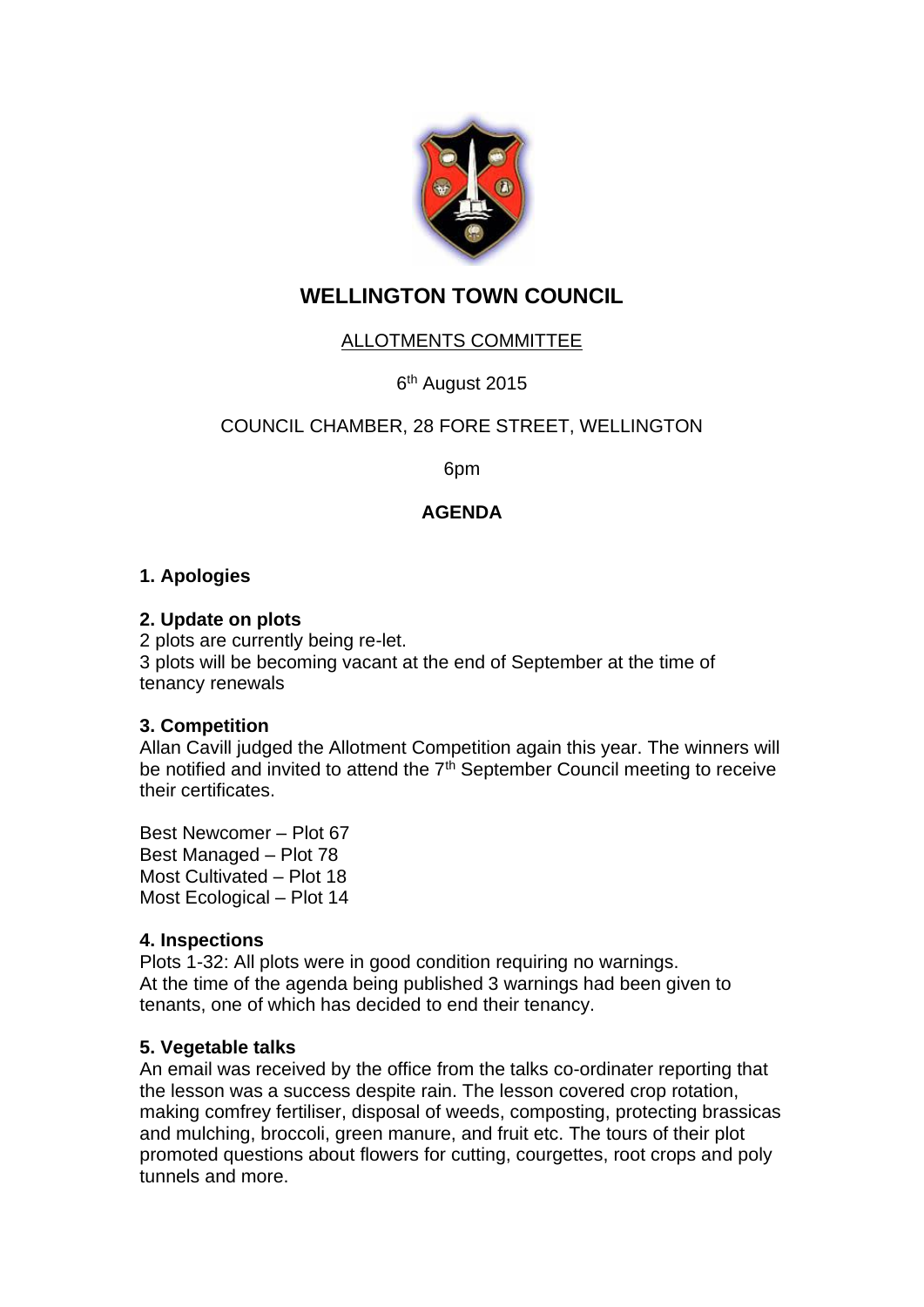# WELLINGTON TOWN COUNCIL

ALLOTMENTS COMMITTEE

6th August 2015

COUNCIL CHAMBER, 28 FORE STREET, WELLINGTON

6pm

**AGENDA**

**1. Apologies**

**2. Update on plots**
2 plots are currently being re-let.
3 plots will be becoming vacant at the end of September at the time of tenancy renewals

**3. Competition**
Allan Cavill judged the Allotment Competition again this year. The winners will be notified and invited to attend the 7th September Council meeting to receive their certificates.

Best Newcomer – Plot 67
Best Managed – Plot 78
Most Cultivated – Plot 18
Most Ecological – Plot 14

**4. Inspections**
Plots 1-32: All plots were in good condition requiring no warnings.
At the time of the agenda being published 3 warnings had been given to tenants, one of which has decided to end their tenancy.

**5. Vegetable talks**
An email was received by the office from the talks co-ordinater reporting that the lesson was a success despite rain. The lesson covered crop rotation, making comfrey fertiliser, disposal of weeds, composting, protecting brassicas and mulching, broccoli, green manure, and fruit etc. The tours of their plot promoted questions about flowers for cutting, courgettes, root crops and poly tunnels and more.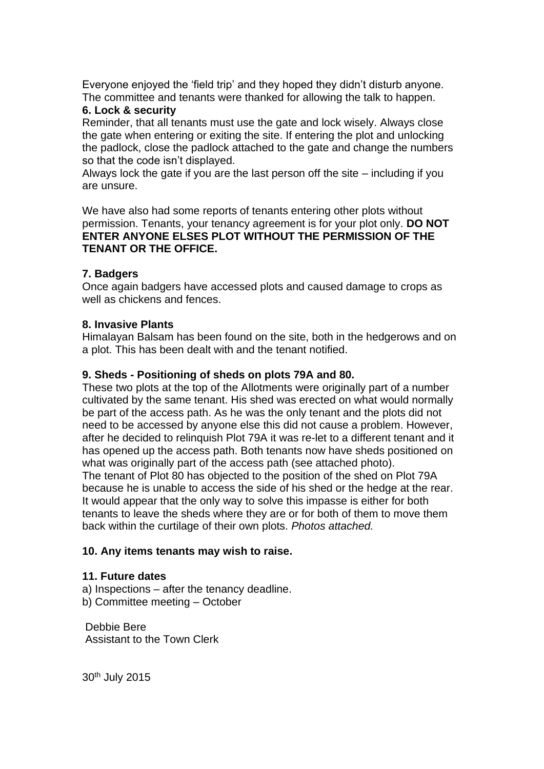Everyone enjoyed the 'field trip' and they hoped they didn't disturb anyone. The committee and tenants were thanked for allowing the talk to happen.

**6. Lock & security**

Reminder, that all tenants must use the gate and lock wisely. Always close the gate when entering or exiting the site. If entering the plot and unlocking the padlock, close the padlock attached to the gate and change the numbers so that the code isn't displayed.

Always lock the gate if you are the last person off the site – including if you are unsure.

We have also had some reports of tenants entering other plots without permission. Tenants, your tenancy agreement is for your plot only. **DO NOT ENTER ANYONE ELSES PLOT WITHOUT THE PERMISSION OF THE TENANT OR THE OFFICE.**

**7. Badgers**

Once again badgers have accessed plots and caused damage to crops as well as chickens and fences.

**8. Invasive Plants**

Himalayan Balsam has been found on the site, both in the hedgerows and on a plot. This has been dealt with and the tenant notified.

**9. Sheds - Positioning of sheds on plots 79A and 80.**

These two plots at the top of the Allotments were originally part of a number cultivated by the same tenant. His shed was erected on what would normally be part of the access path. As he was the only tenant and the plots did not need to be accessed by anyone else this did not cause a problem. However, after he decided to relinquish Plot 79A it was re-let to a different tenant and it has opened up the access path. Both tenants now have sheds positioned on what was originally part of the access path (see attached photo).

The tenant of Plot 80 has objected to the position of the shed on Plot 79A because he is unable to access the side of his shed or the hedge at the rear. It would appear that the only way to solve this impasse is either for both tenants to leave the sheds where they are or for both of them to move them back within the curtilage of their own plots. *Photos attached.*

**10. Any items tenants may wish to raise.**

**11. Future dates**

a) Inspections – after the tenancy deadline.
b) Committee meeting – October

Debbie Bere
Assistant to the Town Clerk

30th July 2015